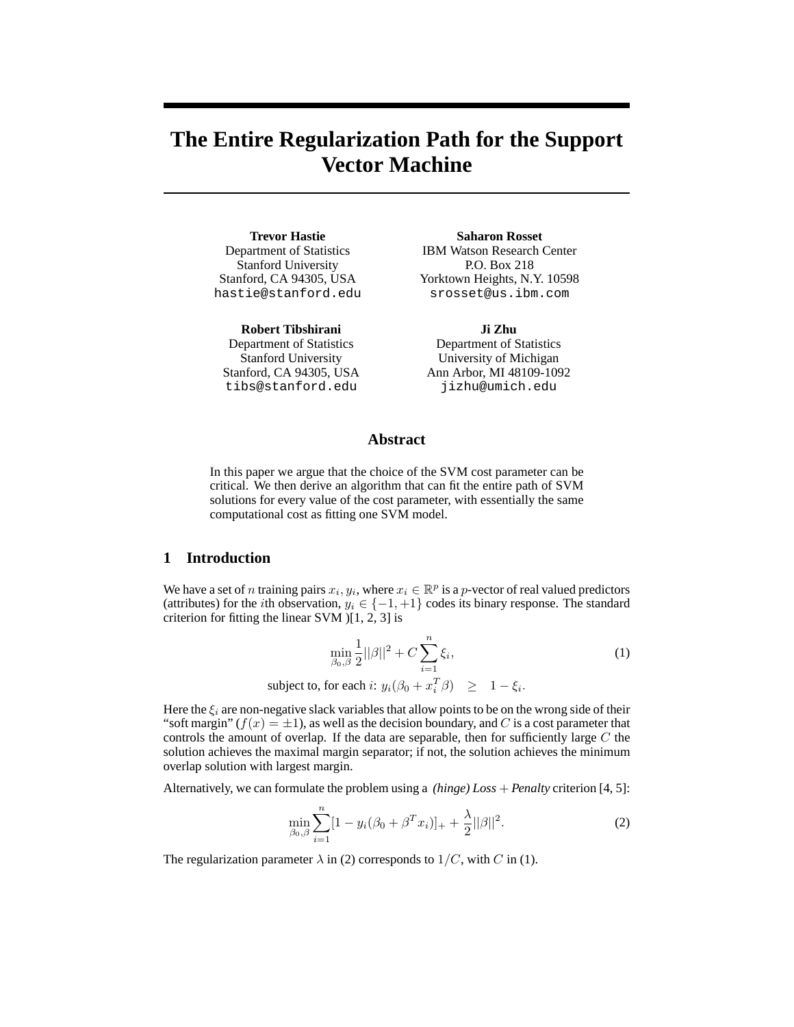# The Entire Regularization Path for the Support Vector Machine

**Trevor Hastie**
Department of Statistics
Stanford University
Stanford, CA 94305, USA
hastie@stanford.edu

**Saharon Rosset**
IBM Watson Research Center
P.O. Box 218
Yorktown Heights, N.Y. 10598
srosset@us.ibm.com

**Robert Tibshirani**
Department of Statistics
Stanford University
Stanford, CA 94305, USA
tibs@stanford.edu

**Ji Zhu**
Department of Statistics
University of Michigan
Ann Arbor, MI 48109-1092
jizhu@umich.edu

## Abstract

In this paper we argue that the choice of the SVM cost parameter can be critical. We then derive an algorithm that can fit the entire path of SVM solutions for every value of the cost parameter, with essentially the same computational cost as fitting one SVM model.

## 1 Introduction

We have a set of $n$ training pairs $x_i, y_i$, where $x_i \in \mathbb{R}^p$ is a $p$-vector of real valued predictors (attributes) for the $i$th observation, $y_i \in \{-1, +1\}$ codes its binary response. The standard criterion for fitting the linear SVM )[1, 2, 3] is

$$\min_{\beta_0,\beta} \frac{1}{2}||\beta||^2 + C\sum_{i=1}^{n} \xi_i, \tag{1}$$

$$\text{subject to, for each } i\text{: } y_i(\beta_0 + x_i^T\beta) \quad \geq \quad 1 - \xi_i.$$

Here the $\xi_i$ are non-negative slack variables that allow points to be on the wrong side of their "soft margin" ($f(x) = \pm 1$), as well as the decision boundary, and $C$ is a cost parameter that controls the amount of overlap. If the data are separable, then for sufficiently large $C$ the solution achieves the maximal margin separator; if not, the solution achieves the minimum overlap solution with largest margin.

Alternatively, we can formulate the problem using a *(hinge) Loss + Penalty* criterion [4, 5]:

$$\min_{\beta_0,\beta} \sum_{i=1}^{n} [1 - y_i(\beta_0 + \beta^T x_i)]_+ + \frac{\lambda}{2}||\beta||^2. \tag{2}$$

The regularization parameter $\lambda$ in (2) corresponds to $1/C$, with $C$ in (1).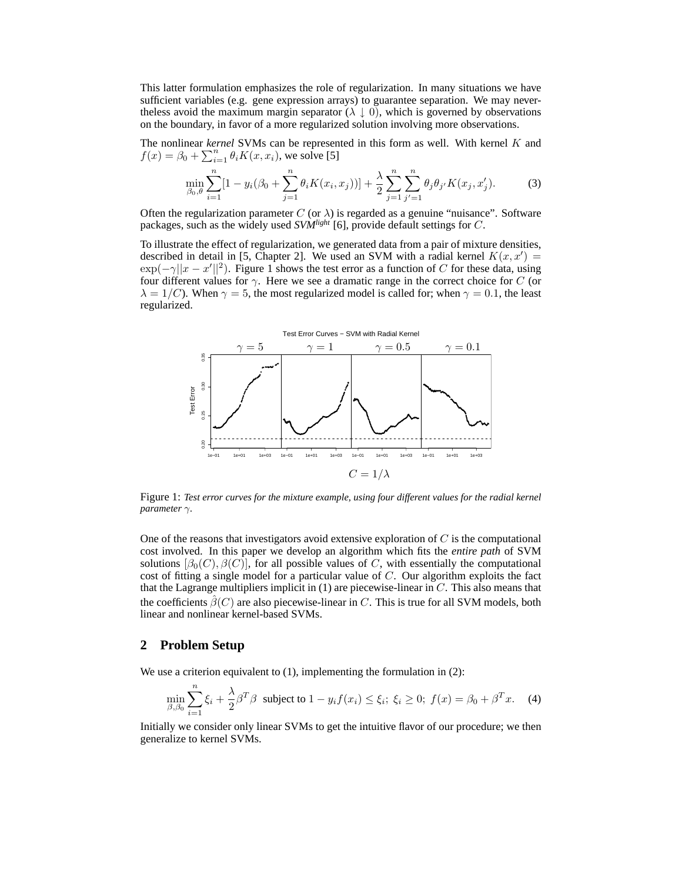This latter formulation emphasizes the role of regularization. In many situations we have sufficient variables (e.g. gene expression arrays) to guarantee separation. We may nevertheless avoid the maximum margin separator ($\lambda \downarrow 0$), which is governed by observations on the boundary, in favor of a more regularized solution involving more observations.

The nonlinear *kernel* SVMs can be represented in this form as well. With kernel $K$ and $f(x) = \beta_0 + \sum_{i=1}^{n} \theta_i K(x, x_i)$, we solve [5]

$$\min_{\beta_0, \theta} \sum_{i=1}^{n} [1 - y_i(\beta_0 + \sum_{j=1}^{n} \theta_i K(x_i, x_j))] + \frac{\lambda}{2} \sum_{j=1}^{n} \sum_{j'=1}^{n} \theta_j \theta_{j'} K(x_j, x'_j). \tag{3}$$

Often the regularization parameter $C$ (or $\lambda$) is regarded as a genuine "nuisance". Software packages, such as the widely used *SVM[light]* [6], provide default settings for $C$.

To illustrate the effect of regularization, we generated data from a pair of mixture densities, described in detail in [5, Chapter 2]. We used an SVM with a radial kernel $K(x, x') = \exp(-\gamma ||x - x'||^2)$. Figure 1 shows the test error as a function of $C$ for these data, using four different values for $\gamma$. Here we see a dramatic range in the correct choice for $C$ (or $\lambda = 1/C$). When $\gamma = 5$, the most regularized model is called for; when $\gamma = 0.1$, the least regularized.

Figure 1: *Test error curves for the mixture example, using four different values for the radial kernel parameter* $\gamma$.

One of the reasons that investigators avoid extensive exploration of $C$ is the computational cost involved. In this paper we develop an algorithm which fits the *entire path* of SVM solutions $[\beta_0(C), \beta(C)]$, for all possible values of $C$, with essentially the computational cost of fitting a single model for a particular value of $C$. Our algorithm exploits the fact that the Lagrange multipliers implicit in (1) are piecewise-linear in $C$. This also means that the coefficients $\hat{\beta}(C)$ are also piecewise-linear in $C$. This is true for all SVM models, both linear and nonlinear kernel-based SVMs.

## 2 Problem Setup

We use a criterion equivalent to (1), implementing the formulation in (2):

$$\min_{\beta, \beta_0} \sum_{i=1}^{n} \xi_i + \frac{\lambda}{2} \beta^T \beta \text{ subject to } 1 - y_i f(x_i) \leq \xi_i;\ \xi_i \geq 0;\ f(x) = \beta_0 + \beta^T x. \tag{4}$$

Initially we consider only linear SVMs to get the intuitive flavor of our procedure; we then generalize to kernel SVMs.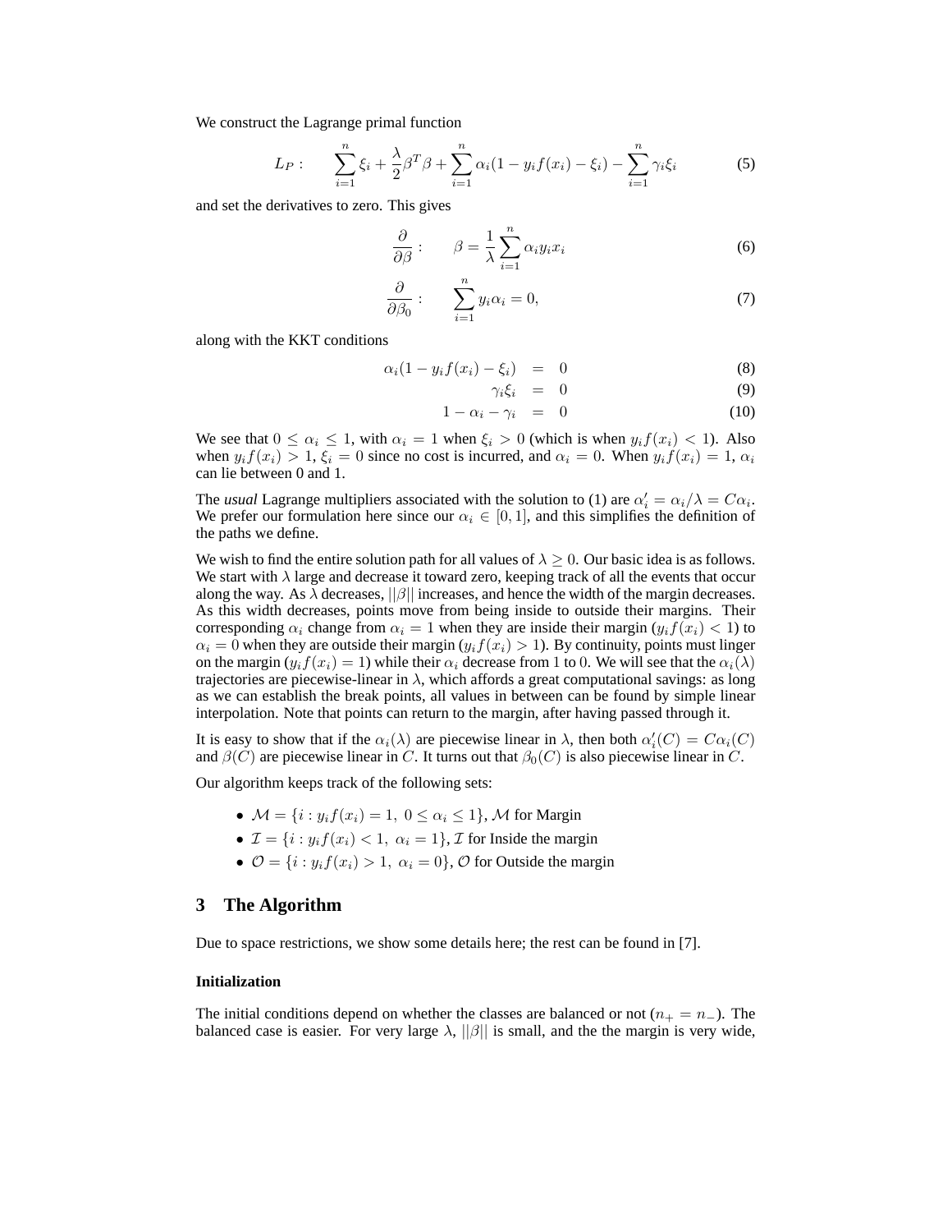We construct the Lagrange primal function

$$L_P: \qquad \sum_{i=1}^n \xi_i + \frac{\lambda}{2}\beta^T\beta + \sum_{i=1}^n \alpha_i(1 - y_i f(x_i) - \xi_i) - \sum_{i=1}^n \gamma_i \xi_i \tag{5}$$

and set the derivatives to zero. This gives

$$\frac{\partial}{\partial \beta}: \qquad \beta = \frac{1}{\lambda}\sum_{i=1}^n \alpha_i y_i x_i \tag{6}$$

$$\frac{\partial}{\partial \beta_0}: \qquad \sum_{i=1}^n y_i \alpha_i = 0, \tag{7}$$

along with the KKT conditions

$$\alpha_i(1 - y_i f(x_i) - \xi_i) = 0 \tag{8}$$

$$\gamma_i \xi_i = 0 \tag{9}$$

$$1 - \alpha_i - \gamma_i = 0 \tag{10}$$

We see that $0 \le \alpha_i \le 1$, with $\alpha_i = 1$ when $\xi_i > 0$ (which is when $y_i f(x_i) < 1$). Also when $y_i f(x_i) > 1$, $\xi_i = 0$ since no cost is incurred, and $\alpha_i = 0$. When $y_i f(x_i) = 1$, $\alpha_i$ can lie between 0 and 1.

The *usual* Lagrange multipliers associated with the solution to (1) are $\alpha_i' = \alpha_i/\lambda = C\alpha_i$. We prefer our formulation here since our $\alpha_i \in [0, 1]$, and this simplifies the definition of the paths we define.

We wish to find the entire solution path for all values of $\lambda \ge 0$. Our basic idea is as follows. We start with $\lambda$ large and decrease it toward zero, keeping track of all the events that occur along the way. As $\lambda$ decreases, $||\beta||$ increases, and hence the width of the margin decreases. As this width decreases, points move from being inside to outside their margins. Their corresponding $\alpha_i$ change from $\alpha_i = 1$ when they are inside their margin ($y_i f(x_i) < 1$) to $\alpha_i = 0$ when they are outside their margin ($y_i f(x_i) > 1$). By continuity, points must linger on the margin ($y_i f(x_i) = 1$) while their $\alpha_i$ decrease from 1 to 0. We will see that the $\alpha_i(\lambda)$ trajectories are piecewise-linear in $\lambda$, which affords a great computational savings: as long as we can establish the break points, all values in between can be found by simple linear interpolation. Note that points can return to the margin, after having passed through it.

It is easy to show that if the $\alpha_i(\lambda)$ are piecewise linear in $\lambda$, then both $\alpha_i'(C) = C\alpha_i(C)$ and $\beta(C)$ are piecewise linear in $C$. It turns out that $\beta_0(C)$ is also piecewise linear in $C$.

Our algorithm keeps track of the following sets:

- $\mathcal{M} = \{i : y_i f(x_i) = 1,\ 0 \le \alpha_i \le 1\}$, $\mathcal{M}$ for Margin
- $\mathcal{I} = \{i : y_i f(x_i) < 1,\ \alpha_i = 1\}$, $\mathcal{I}$ for Inside the margin
- $\mathcal{O} = \{i : y_i f(x_i) > 1,\ \alpha_i = 0\}$, $\mathcal{O}$ for Outside the margin

## 3 The Algorithm

Due to space restrictions, we show some details here; the rest can be found in [7].

**Initialization**

The initial conditions depend on whether the classes are balanced or not ($n_+ = n_-$). The balanced case is easier. For very large $\lambda$, $||\beta||$ is small, and the the margin is very wide,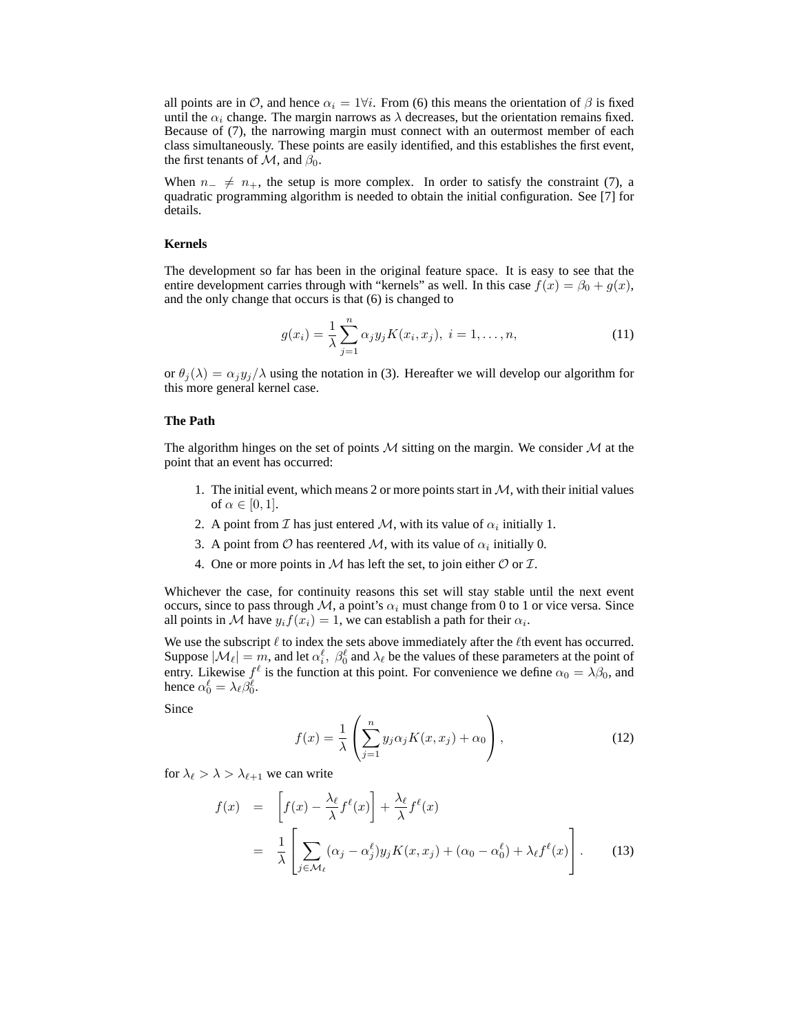all points are in $\mathcal{O}$, and hence $\alpha_i = 1 \forall i$. From (6) this means the orientation of $\beta$ is fixed until the $\alpha_i$ change. The margin narrows as $\lambda$ decreases, but the orientation remains fixed. Because of (7), the narrowing margin must connect with an outermost member of each class simultaneously. These points are easily identified, and this establishes the first event, the first tenants of $\mathcal{M}$, and $\beta_0$.

When $n_- \neq n_+$, the setup is more complex. In order to satisfy the constraint (7), a quadratic programming algorithm is needed to obtain the initial configuration. See [7] for details.

**Kernels**

The development so far has been in the original feature space. It is easy to see that the entire development carries through with "kernels" as well. In this case $f(x) = \beta_0 + g(x)$, and the only change that occurs is that (6) is changed to

$$g(x_i) = \frac{1}{\lambda}\sum_{j=1}^{n} \alpha_j y_j K(x_i, x_j),\ i = 1, \ldots, n, \tag{11}$$

or $\theta_j(\lambda) = \alpha_j y_j/\lambda$ using the notation in (3). Hereafter we will develop our algorithm for this more general kernel case.

**The Path**

The algorithm hinges on the set of points $\mathcal{M}$ sitting on the margin. We consider $\mathcal{M}$ at the point that an event has occurred:

1. The initial event, which means 2 or more points start in $\mathcal{M}$, with their initial values of $\alpha \in [0, 1]$.
2. A point from $\mathcal{I}$ has just entered $\mathcal{M}$, with its value of $\alpha_i$ initially 1.
3. A point from $\mathcal{O}$ has reentered $\mathcal{M}$, with its value of $\alpha_i$ initially 0.
4. One or more points in $\mathcal{M}$ has left the set, to join either $\mathcal{O}$ or $\mathcal{I}$.

Whichever the case, for continuity reasons this set will stay stable until the next event occurs, since to pass through $\mathcal{M}$, a point's $\alpha_i$ must change from 0 to 1 or vice versa. Since all points in $\mathcal{M}$ have $y_i f(x_i) = 1$, we can establish a path for their $\alpha_i$.

We use the subscript $\ell$ to index the sets above immediately after the $\ell$th event has occurred. Suppose $|\mathcal{M}_\ell| = m$, and let $\alpha_i^\ell,\ \beta_0^\ell$ and $\lambda_\ell$ be the values of these parameters at the point of entry. Likewise $f^\ell$ is the function at this point. For convenience we define $\alpha_0 = \lambda\beta_0$, and hence $\alpha_0^\ell = \lambda_\ell \beta_0^\ell$.

Since

$$f(x) = \frac{1}{\lambda}\left(\sum_{j=1}^{n} y_j \alpha_j K(x, x_j) + \alpha_0\right), \tag{12}$$

for $\lambda_\ell > \lambda > \lambda_{\ell+1}$ we can write

$$\begin{aligned} f(x) &= \left[f(x) - \frac{\lambda_\ell}{\lambda} f^\ell(x)\right] + \frac{\lambda_\ell}{\lambda} f^\ell(x) \\ &= \frac{1}{\lambda}\left[\sum_{j \in \mathcal{M}_\ell} (\alpha_j - \alpha_j^\ell) y_j K(x, x_j) + (\alpha_0 - \alpha_0^\ell) + \lambda_\ell f^\ell(x)\right]. \end{aligned} \tag{13}$$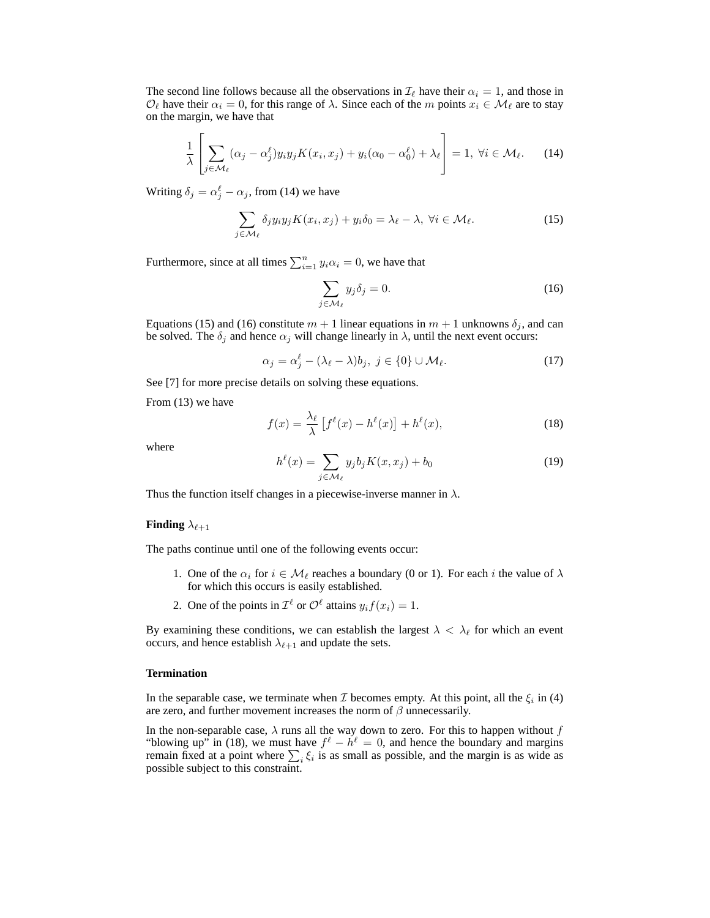The second line follows because all the observations in $\mathcal{I}_\ell$ have their $\alpha_i = 1$, and those in $\mathcal{O}_\ell$ have their $\alpha_i = 0$, for this range of $\lambda$. Since each of the $m$ points $x_i \in \mathcal{M}_\ell$ are to stay on the margin, we have that

$$\frac{1}{\lambda}\left[\sum_{j\in\mathcal{M}_\ell}(\alpha_j - \alpha_j^\ell)y_i y_j K(x_i, x_j) + y_i(\alpha_0 - \alpha_0^\ell) + \lambda_\ell\right] = 1,\ \forall i \in \mathcal{M}_\ell. \tag{14}$$

Writing $\delta_j = \alpha_j^\ell - \alpha_j$, from (14) we have

$$\sum_{j\in\mathcal{M}_\ell}\delta_j y_i y_j K(x_i, x_j) + y_i\delta_0 = \lambda_\ell - \lambda,\ \forall i \in \mathcal{M}_\ell. \tag{15}$$

Furthermore, since at all times $\sum_{i=1}^n y_i\alpha_i = 0$, we have that

$$\sum_{j\in\mathcal{M}_\ell} y_j\delta_j = 0. \tag{16}$$

Equations (15) and (16) constitute $m+1$ linear equations in $m+1$ unknowns $\delta_j$, and can be solved. The $\delta_j$ and hence $\alpha_j$ will change linearly in $\lambda$, until the next event occurs:

$$\alpha_j = \alpha_j^\ell - (\lambda_\ell - \lambda)b_j,\ j \in \{0\} \cup \mathcal{M}_\ell. \tag{17}$$

See [7] for more precise details on solving these equations.

From (13) we have

$$f(x) = \frac{\lambda_\ell}{\lambda}\left[f^\ell(x) - h^\ell(x)\right] + h^\ell(x), \tag{18}$$

where

$$h^\ell(x) = \sum_{j\in\mathcal{M}_\ell} y_j b_j K(x, x_j) + b_0 \tag{19}$$

Thus the function itself changes in a piecewise-inverse manner in $\lambda$.

**Finding $\lambda_{\ell+1}$**

The paths continue until one of the following events occur:

1. One of the $\alpha_i$ for $i \in \mathcal{M}_\ell$ reaches a boundary (0 or 1). For each $i$ the value of $\lambda$ for which this occurs is easily established.
2. One of the points in $\mathcal{I}^\ell$ or $\mathcal{O}^\ell$ attains $y_i f(x_i) = 1$.

By examining these conditions, we can establish the largest $\lambda < \lambda_\ell$ for which an event occurs, and hence establish $\lambda_{\ell+1}$ and update the sets.

**Termination**

In the separable case, we terminate when $\mathcal{I}$ becomes empty. At this point, all the $\xi_i$ in (4) are zero, and further movement increases the norm of $\beta$ unnecessarily.

In the non-separable case, $\lambda$ runs all the way down to zero. For this to happen without $f$ "blowing up" in (18), we must have $f^\ell - h^\ell = 0$, and hence the boundary and margins remain fixed at a point where $\sum_i \xi_i$ is as small as possible, and the margin is as wide as possible subject to this constraint.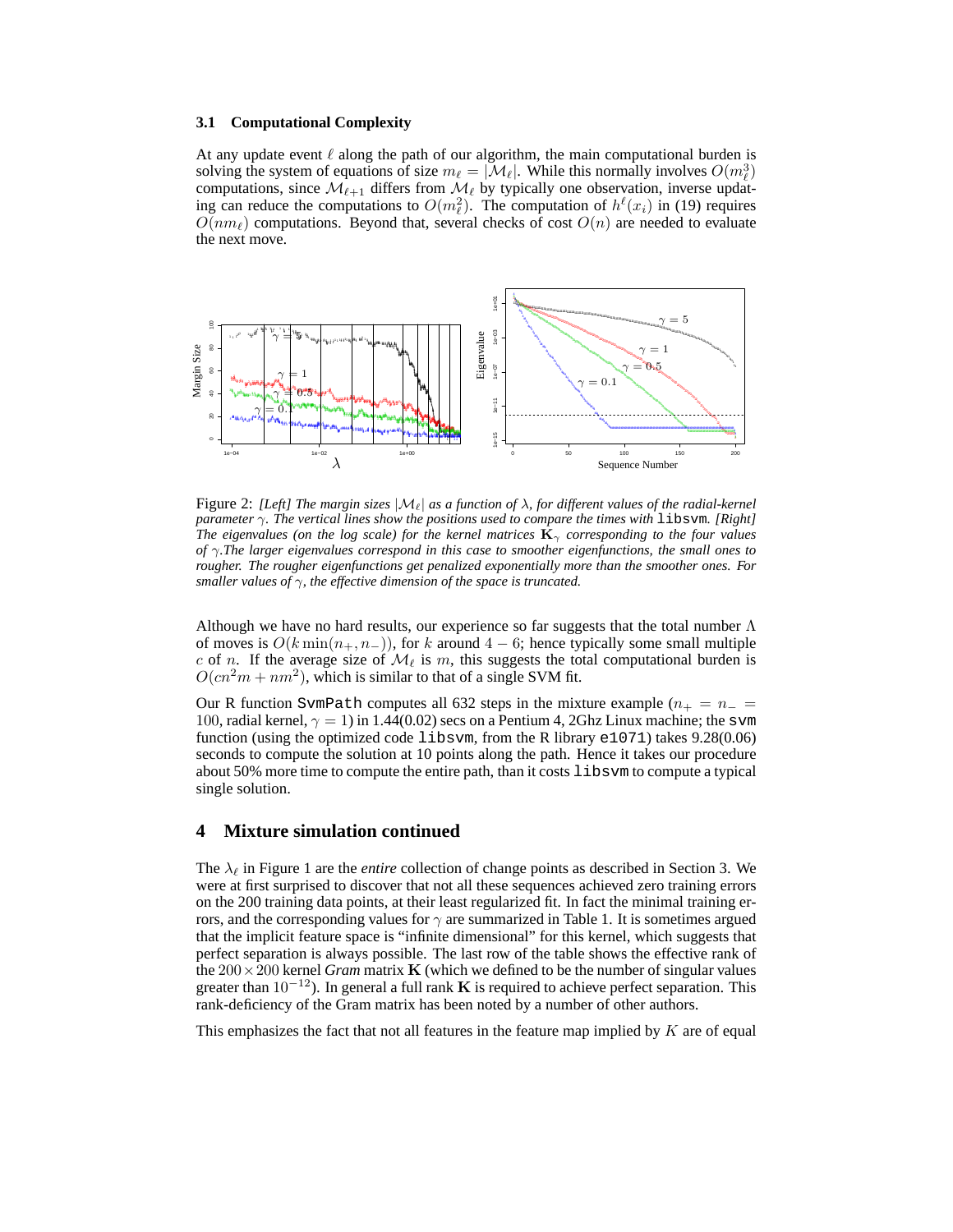### 3.1 Computational Complexity

At any update event $\ell$ along the path of our algorithm, the main computational burden is solving the system of equations of size $m_\ell = |\mathcal{M}_\ell|$. While this normally involves $O(m_\ell^3)$ computations, since $\mathcal{M}_{\ell+1}$ differs from $\mathcal{M}_\ell$ by typically one observation, inverse updating can reduce the computations to $O(m_\ell^2)$. The computation of $h^\ell(x_i)$ in (19) requires $O(nm_\ell)$ computations. Beyond that, several checks of cost $O(n)$ are needed to evaluate the next move.

Figure 2: *[Left] The margin sizes $|\mathcal{M}_\ell|$ as a function of $\lambda$, for different values of the radial-kernel parameter $\gamma$. The vertical lines show the positions used to compare the times with* `libsvm`*. [Right] The eigenvalues (on the log scale) for the kernel matrices $\mathbf{K}_\gamma$ corresponding to the four values of $\gamma$. The larger eigenvalues correspond in this case to smoother eigenfunctions, the small ones to rougher. The rougher eigenfunctions get penalized exponentially more than the smoother ones. For smaller values of $\gamma$, the effective dimension of the space is truncated.*

Although we have no hard results, our experience so far suggests that the total number $\Lambda$ of moves is $O(k\min(n_+, n_-))$, for $k$ around $4-6$; hence typically some small multiple $c$ of $n$. If the average size of $\mathcal{M}_\ell$ is $m$, this suggests the total computational burden is $O(cn^2m + nm^2)$, which is similar to that of a single SVM fit.

Our R function `SvmPath` computes all 632 steps in the mixture example ($n_+ = n_- = 100$, radial kernel, $\gamma = 1$) in 1.44(0.02) secs on a Pentium 4, 2Ghz Linux machine; the `svm` function (using the optimized code `libsvm`, from the R library `e1071`) takes 9.28(0.06) seconds to compute the solution at 10 points along the path. Hence it takes our procedure about 50% more time to compute the entire path, than it costs `libsvm` to compute a typical single solution.

## 4 Mixture simulation continued

The $\lambda_\ell$ in Figure 1 are the *entire* collection of change points as described in Section 3. We were at first surprised to discover that not all these sequences achieved zero training errors on the 200 training data points, at their least regularized fit. In fact the minimal training errors, and the corresponding values for $\gamma$ are summarized in Table 1. It is sometimes argued that the implicit feature space is "infinite dimensional" for this kernel, which suggests that perfect separation is always possible. The last row of the table shows the effective rank of the $200 \times 200$ kernel *Gram* matrix $\mathbf{K}$ (which we defined to be the number of singular values greater than $10^{-12}$). In general a full rank $\mathbf{K}$ is required to achieve perfect separation. This rank-deficiency of the Gram matrix has been noted by a number of other authors.

This emphasizes the fact that not all features in the feature map implied by $K$ are of equal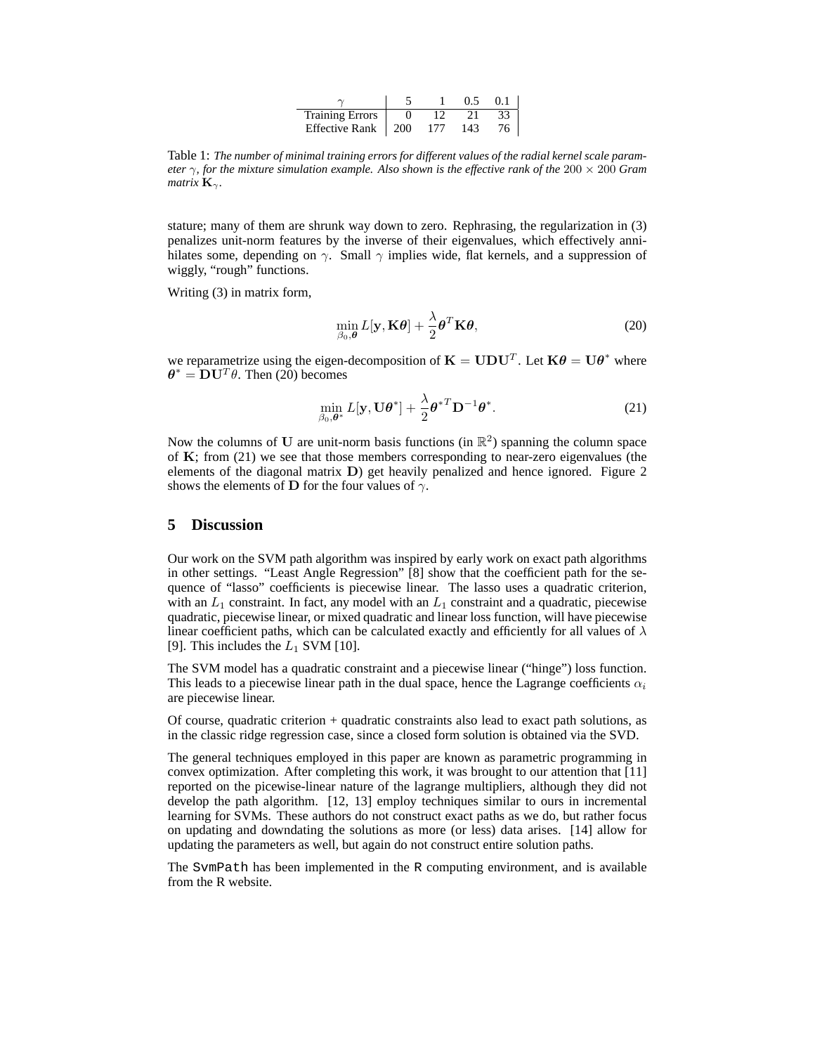| $\gamma$ | 5 | 1 | 0.5 | 0.1 |
|---|---|---|---|---|
| Training Errors | 0 | 12 | 21 | 33 |
| Effective Rank | 200 | 177 | 143 | 76 |

Table 1: *The number of minimal training errors for different values of the radial kernel scale parameter $\gamma$, for the mixture simulation example. Also shown is the effective rank of the $200 \times 200$ Gram matrix $\mathbf{K}_\gamma$.*

stature; many of them are shrunk way down to zero. Rephrasing, the regularization in (3) penalizes unit-norm features by the inverse of their eigenvalues, which effectively annihilates some, depending on $\gamma$. Small $\gamma$ implies wide, flat kernels, and a suppression of wiggly, "rough" functions.

Writing (3) in matrix form,

$$\min_{\beta_0, \boldsymbol{\theta}} L[\mathbf{y}, \mathbf{K}\boldsymbol{\theta}] + \frac{\lambda}{2}\boldsymbol{\theta}^T \mathbf{K}\boldsymbol{\theta}, \tag{20}$$

we reparametrize using the eigen-decomposition of $\mathbf{K} = \mathbf{U}\mathbf{D}\mathbf{U}^T$. Let $\mathbf{K}\boldsymbol{\theta} = \mathbf{U}\boldsymbol{\theta}^*$ where $\boldsymbol{\theta}^* = \mathbf{D}\mathbf{U}^T\theta$. Then (20) becomes

$$\min_{\beta_0, \boldsymbol{\theta}^*} L[\mathbf{y}, \mathbf{U}\boldsymbol{\theta}^*] + \frac{\lambda}{2}\boldsymbol{\theta}^{*T} \mathbf{D}^{-1}\boldsymbol{\theta}^*. \tag{21}$$

Now the columns of $\mathbf{U}$ are unit-norm basis functions (in $\mathbb{R}^2$) spanning the column space of $\mathbf{K}$; from (21) we see that those members corresponding to near-zero eigenvalues (the elements of the diagonal matrix $\mathbf{D}$) get heavily penalized and hence ignored. Figure 2 shows the elements of $\mathbf{D}$ for the four values of $\gamma$.

## 5 Discussion

Our work on the SVM path algorithm was inspired by early work on exact path algorithms in other settings. "Least Angle Regression" [8] show that the coefficient path for the sequence of "lasso" coefficients is piecewise linear. The lasso uses a quadratic criterion, with an $L_1$ constraint. In fact, any model with an $L_1$ constraint and a quadratic, piecewise quadratic, piecewise linear, or mixed quadratic and linear loss function, will have piecewise linear coefficient paths, which can be calculated exactly and efficiently for all values of $\lambda$ [9]. This includes the $L_1$ SVM [10].

The SVM model has a quadratic constraint and a piecewise linear ("hinge") loss function. This leads to a piecewise linear path in the dual space, hence the Lagrange coefficients $\alpha_i$ are piecewise linear.

Of course, quadratic criterion + quadratic constraints also lead to exact path solutions, as in the classic ridge regression case, since a closed form solution is obtained via the SVD.

The general techniques employed in this paper are known as parametric programming in convex optimization. After completing this work, it was brought to our attention that [11] reported on the picewise-linear nature of the lagrange multipliers, although they did not develop the path algorithm. [12, 13] employ techniques similar to ours in incremental learning for SVMs. These authors do not construct exact paths as we do, but rather focus on updating and downdating the solutions as more (or less) data arises. [14] allow for updating the parameters as well, but again do not construct entire solution paths.

The `SvmPath` has been implemented in the `R` computing environment, and is available from the R website.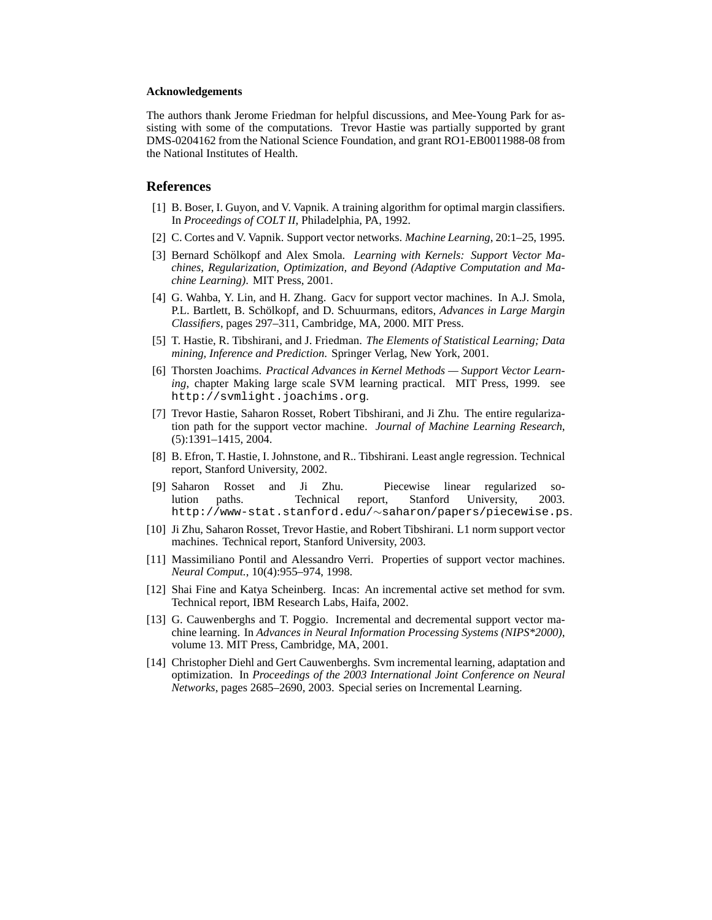**Acknowledgements**

The authors thank Jerome Friedman for helpful discussions, and Mee-Young Park for assisting with some of the computations. Trevor Hastie was partially supported by grant DMS-0204162 from the National Science Foundation, and grant RO1-EB0011988-08 from the National Institutes of Health.

## References

[1] B. Boser, I. Guyon, and V. Vapnik. A training algorithm for optimal margin classifiers. In *Proceedings of COLT II*, Philadelphia, PA, 1992.

[2] C. Cortes and V. Vapnik. Support vector networks. *Machine Learning*, 20:1–25, 1995.

[3] Bernard Schölkopf and Alex Smola. *Learning with Kernels: Support Vector Machines, Regularization, Optimization, and Beyond (Adaptive Computation and Machine Learning)*. MIT Press, 2001.

[4] G. Wahba, Y. Lin, and H. Zhang. Gacv for support vector machines. In A.J. Smola, P.L. Bartlett, B. Schölkopf, and D. Schuurmans, editors, *Advances in Large Margin Classifiers*, pages 297–311, Cambridge, MA, 2000. MIT Press.

[5] T. Hastie, R. Tibshirani, and J. Friedman. *The Elements of Statistical Learning; Data mining, Inference and Prediction*. Springer Verlag, New York, 2001.

[6] Thorsten Joachims. *Practical Advances in Kernel Methods — Support Vector Learning*, chapter Making large scale SVM learning practical. MIT Press, 1999. see `http://svmlight.joachims.org`.

[7] Trevor Hastie, Saharon Rosset, Robert Tibshirani, and Ji Zhu. The entire regularization path for the support vector machine. *Journal of Machine Learning Research*, (5):1391–1415, 2004.

[8] B. Efron, T. Hastie, I. Johnstone, and R.. Tibshirani. Least angle regression. Technical report, Stanford University, 2002.

[9] Saharon Rosset and Ji Zhu. Piecewise linear regularized solution paths. Technical report, Stanford University, 2003. `http://www-stat.stanford.edu/~saharon/papers/piecewise.ps`.

[10] Ji Zhu, Saharon Rosset, Trevor Hastie, and Robert Tibshirani. L1 norm support vector machines. Technical report, Stanford University, 2003.

[11] Massimiliano Pontil and Alessandro Verri. Properties of support vector machines. *Neural Comput.*, 10(4):955–974, 1998.

[12] Shai Fine and Katya Scheinberg. Incas: An incremental active set method for svm. Technical report, IBM Research Labs, Haifa, 2002.

[13] G. Cauwenberghs and T. Poggio. Incremental and decremental support vector machine learning. In *Advances in Neural Information Processing Systems (NIPS*2000)*, volume 13. MIT Press, Cambridge, MA, 2001.

[14] Christopher Diehl and Gert Cauwenberghs. Svm incremental learning, adaptation and optimization. In *Proceedings of the 2003 International Joint Conference on Neural Networks*, pages 2685–2690, 2003. Special series on Incremental Learning.